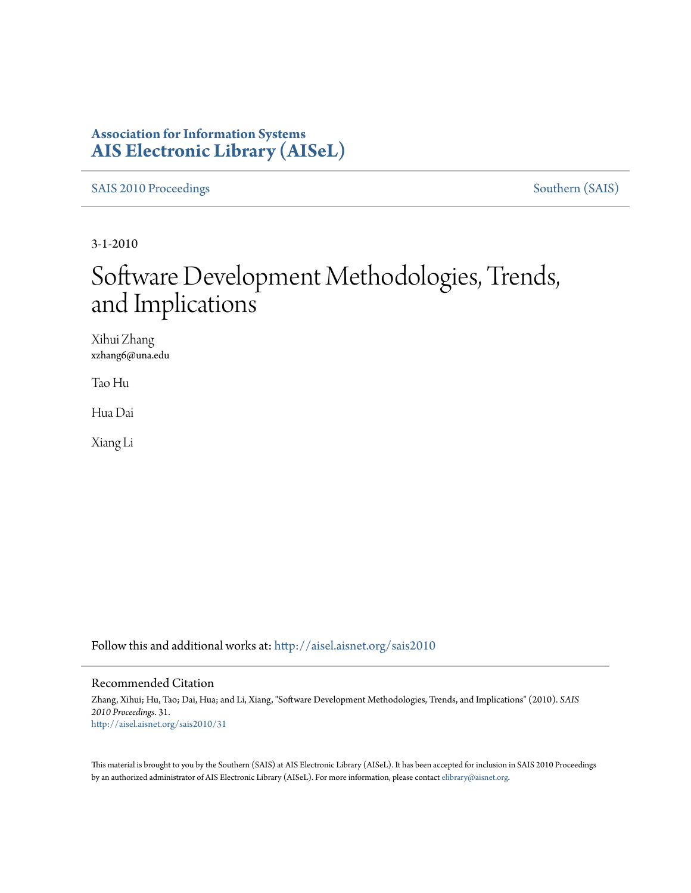**Association for Information Systems**
**AIS Electronic Library (AISeL)**

SAIS 2010 Proceedings | Southern (SAIS)

3-1-2010

# Software Development Methodologies, Trends, and Implications

Xihui Zhang
xzhang6@una.edu

Tao Hu

Hua Dai

Xiang Li

Follow this and additional works at: http://aisel.aisnet.org/sais2010

## Recommended Citation

Zhang, Xihui; Hu, Tao; Dai, Hua; and Li, Xiang, "Software Development Methodologies, Trends, and Implications" (2010). *SAIS 2010 Proceedings*. 31.
http://aisel.aisnet.org/sais2010/31

This material is brought to you by the Southern (SAIS) at AIS Electronic Library (AISeL). It has been accepted for inclusion in SAIS 2010 Proceedings by an authorized administrator of AIS Electronic Library (AISeL). For more information, please contact elibrary@aisnet.org.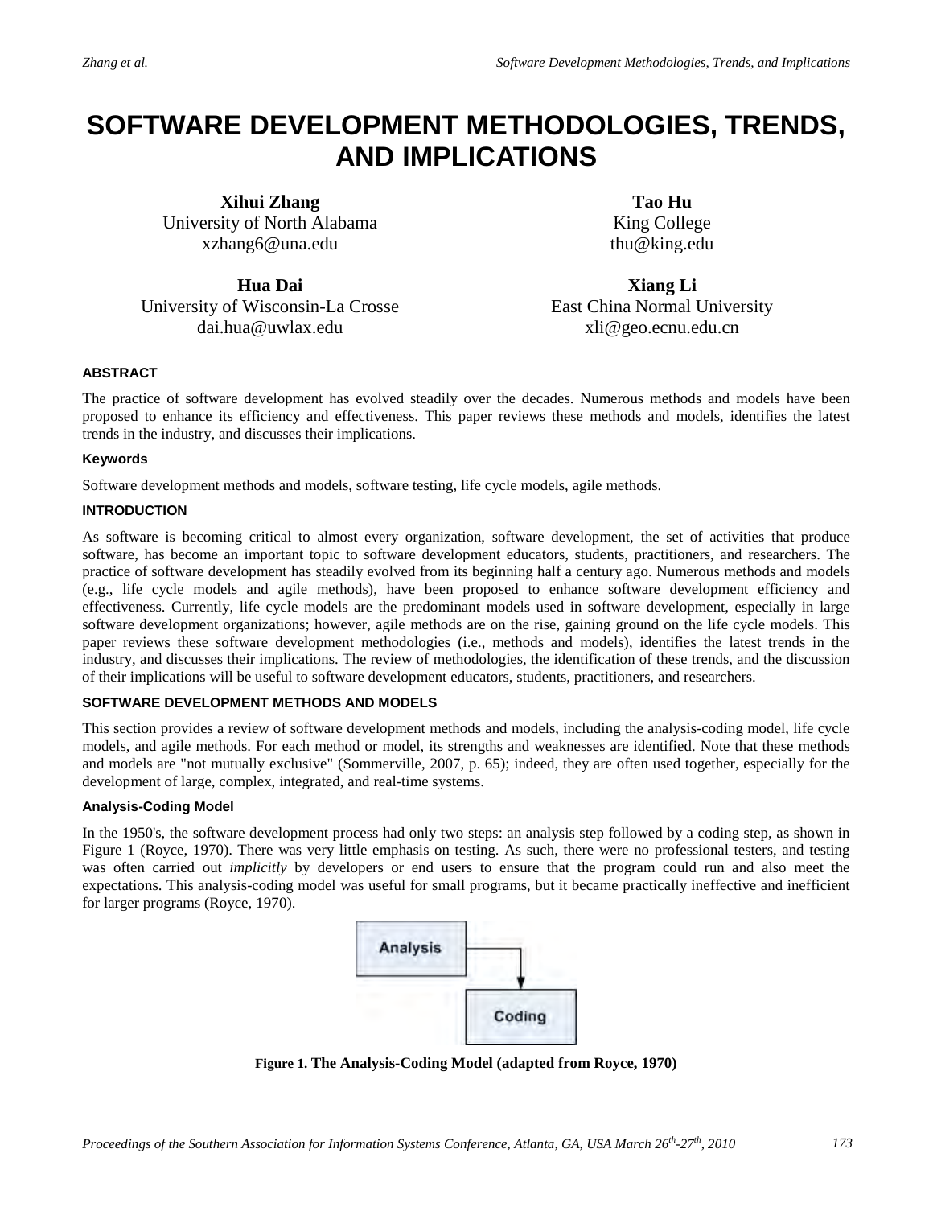# SOFTWARE DEVELOPMENT METHODOLOGIES, TRENDS, AND IMPLICATIONS

**Xihui Zhang**
University of North Alabama
xzhang6@una.edu

**Tao Hu**
King College
thu@king.edu

**Hua Dai**
University of Wisconsin-La Crosse
dai.hua@uwlax.edu

**Xiang Li**
East China Normal University
xli@geo.ecnu.edu.cn

### ABSTRACT

The practice of software development has evolved steadily over the decades. Numerous methods and models have been proposed to enhance its efficiency and effectiveness. This paper reviews these methods and models, identifies the latest trends in the industry, and discusses their implications.

#### Keywords

Software development methods and models, software testing, life cycle models, agile methods.

### INTRODUCTION

As software is becoming critical to almost every organization, software development, the set of activities that produce software, has become an important topic to software development educators, students, practitioners, and researchers. The practice of software development has steadily evolved from its beginning half a century ago. Numerous methods and models (e.g., life cycle models and agile methods), have been proposed to enhance software development efficiency and effectiveness. Currently, life cycle models are the predominant models used in software development, especially in large software development organizations; however, agile methods are on the rise, gaining ground on the life cycle models. This paper reviews these software development methodologies (i.e., methods and models), identifies the latest trends in the industry, and discusses their implications. The review of methodologies, the identification of these trends, and the discussion of their implications will be useful to software development educators, students, practitioners, and researchers.

### SOFTWARE DEVELOPMENT METHODS AND MODELS

This section provides a review of software development methods and models, including the analysis-coding model, life cycle models, and agile methods. For each method or model, its strengths and weaknesses are identified. Note that these methods and models are "not mutually exclusive" (Sommerville, 2007, p. 65); indeed, they are often used together, especially for the development of large, complex, integrated, and real-time systems.

#### Analysis-Coding Model

In the 1950's, the software development process had only two steps: an analysis step followed by a coding step, as shown in Figure 1 (Royce, 1970). There was very little emphasis on testing. As such, there were no professional testers, and testing was often carried out *implicitly* by developers or end users to ensure that the program could run and also meet the expectations. This analysis-coding model was useful for small programs, but it became practically ineffective and inefficient for larger programs (Royce, 1970).

Analysis → Coding

**Figure 1. The Analysis-Coding Model (adapted from Royce, 1970)**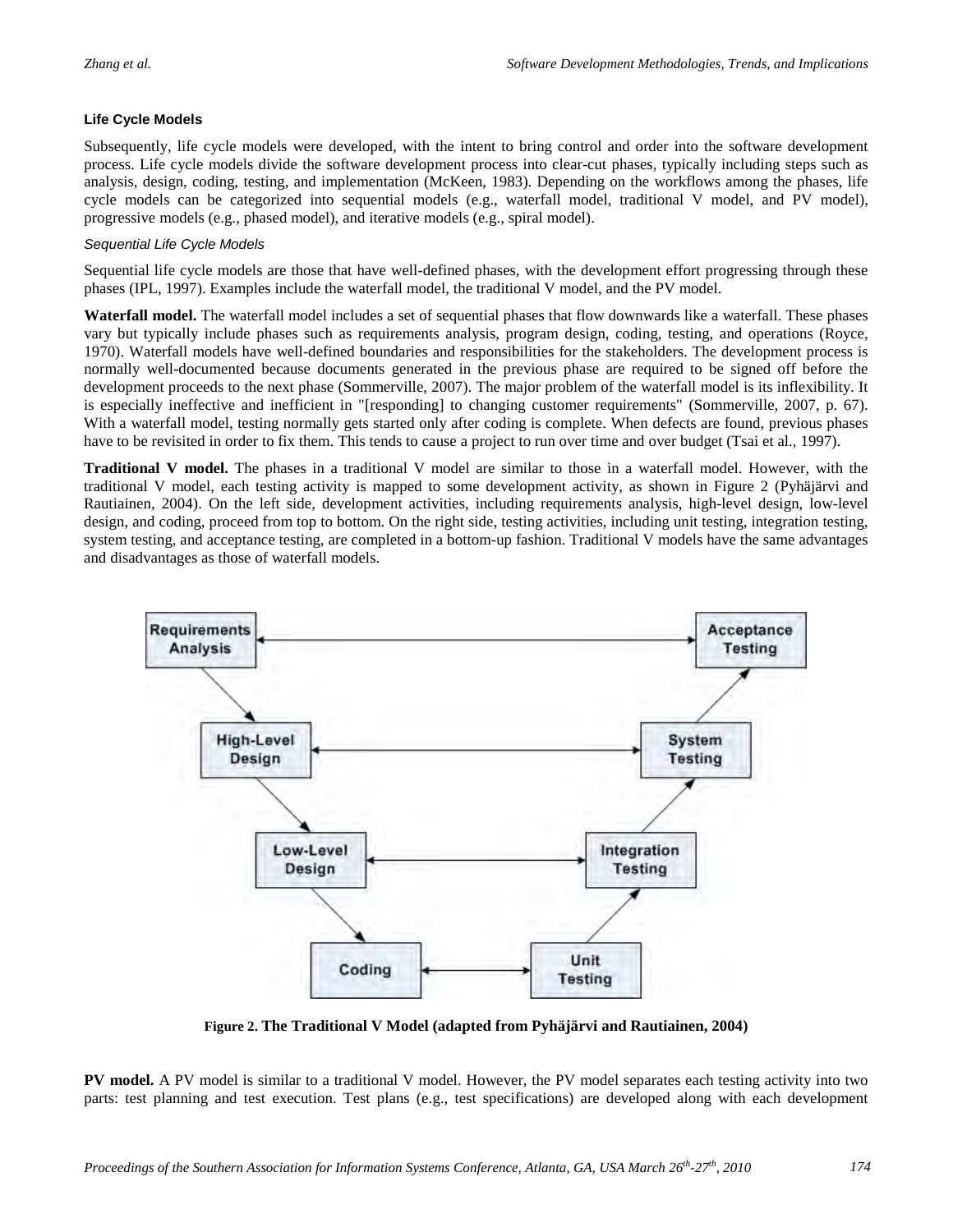### Life Cycle Models

Subsequently, life cycle models were developed, with the intent to bring control and order into the software development process. Life cycle models divide the software development process into clear-cut phases, typically including steps such as analysis, design, coding, testing, and implementation (McKeen, 1983). Depending on the workflows among the phases, life cycle models can be categorized into sequential models (e.g., waterfall model, traditional V model, and PV model), progressive models (e.g., phased model), and iterative models (e.g., spiral model).

#### *Sequential Life Cycle Models*

Sequential life cycle models are those that have well-defined phases, with the development effort progressing through these phases (IPL, 1997). Examples include the waterfall model, the traditional V model, and the PV model.

**Waterfall model.** The waterfall model includes a set of sequential phases that flow downwards like a waterfall. These phases vary but typically include phases such as requirements analysis, program design, coding, testing, and operations (Royce, 1970). Waterfall models have well-defined boundaries and responsibilities for the stakeholders. The development process is normally well-documented because documents generated in the previous phase are required to be signed off before the development proceeds to the next phase (Sommerville, 2007). The major problem of the waterfall model is its inflexibility. It is especially ineffective and inefficient in "[responding] to changing customer requirements" (Sommerville, 2007, p. 67). With a waterfall model, testing normally gets started only after coding is complete. When defects are found, previous phases have to be revisited in order to fix them. This tends to cause a project to run over time and over budget (Tsai et al., 1997).

**Traditional V model.** The phases in a traditional V model are similar to those in a waterfall model. However, with the traditional V model, each testing activity is mapped to some development activity, as shown in Figure 2 (Pyhäjärvi and Rautiainen, 2004). On the left side, development activities, including requirements analysis, high-level design, low-level design, and coding, proceed from top to bottom. On the right side, testing activities, including unit testing, integration testing, system testing, and acceptance testing, are completed in a bottom-up fashion. Traditional V models have the same advantages and disadvantages as those of waterfall models.

Requirements Analysis ↔ Acceptance Testing

High-Level Design ↔ System Testing

Low-Level Design ↔ Integration Testing

Coding ↔ Unit Testing

**Figure 2. The Traditional V Model (adapted from Pyhäjärvi and Rautiainen, 2004)**

**PV model.** A PV model is similar to a traditional V model. However, the PV model separates each testing activity into two parts: test planning and test execution. Test plans (e.g., test specifications) are developed along with each development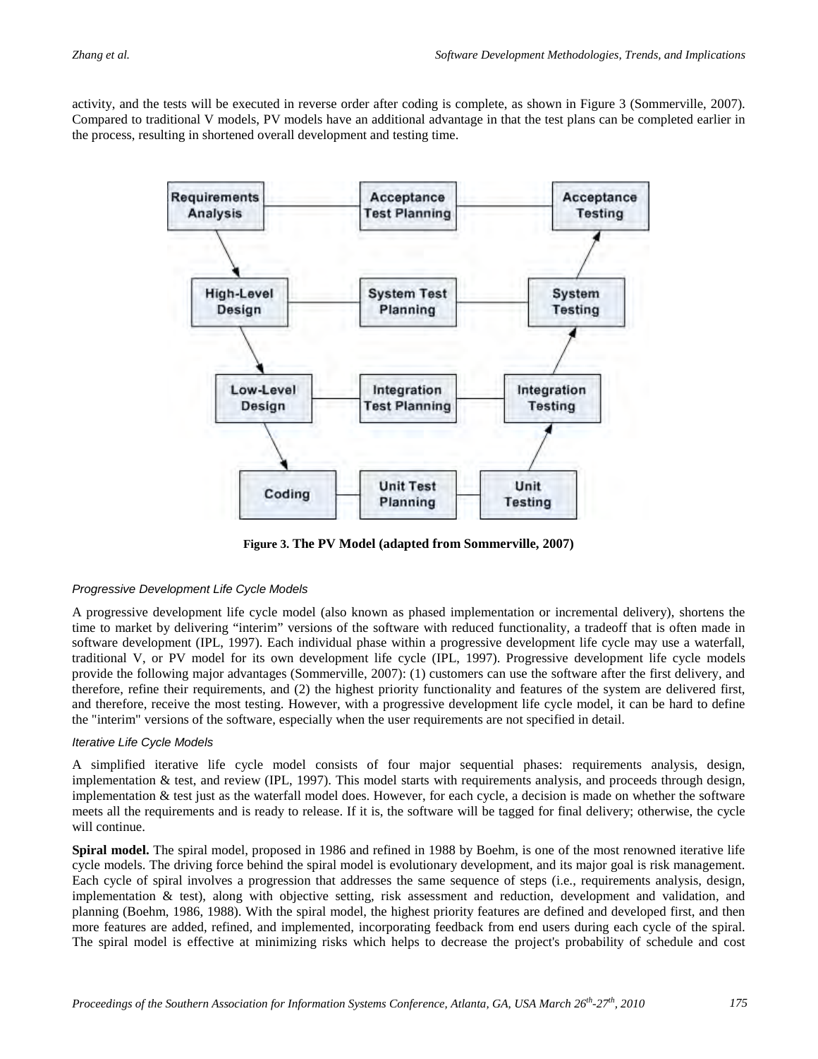activity, and the tests will be executed in reverse order after coding is complete, as shown in Figure 3 (Sommerville, 2007). Compared to traditional V models, PV models have an additional advantage in that the test plans can be completed earlier in the process, resulting in shortened overall development and testing time.

**Figure 3. The PV Model (adapted from Sommerville, 2007)**

#### *Progressive Development Life Cycle Models*

A progressive development life cycle model (also known as phased implementation or incremental delivery), shortens the time to market by delivering "interim" versions of the software with reduced functionality, a tradeoff that is often made in software development (IPL, 1997). Each individual phase within a progressive development life cycle may use a waterfall, traditional V, or PV model for its own development life cycle (IPL, 1997). Progressive development life cycle models provide the following major advantages (Sommerville, 2007): (1) customers can use the software after the first delivery, and therefore, refine their requirements, and (2) the highest priority functionality and features of the system are delivered first, and therefore, receive the most testing. However, with a progressive development life cycle model, it can be hard to define the "interim" versions of the software, especially when the user requirements are not specified in detail.

#### *Iterative Life Cycle Models*

A simplified iterative life cycle model consists of four major sequential phases: requirements analysis, design, implementation & test, and review (IPL, 1997). This model starts with requirements analysis, and proceeds through design, implementation & test just as the waterfall model does. However, for each cycle, a decision is made on whether the software meets all the requirements and is ready to release. If it is, the software will be tagged for final delivery; otherwise, the cycle will continue.

**Spiral model.** The spiral model, proposed in 1986 and refined in 1988 by Boehm, is one of the most renowned iterative life cycle models. The driving force behind the spiral model is evolutionary development, and its major goal is risk management. Each cycle of spiral involves a progression that addresses the same sequence of steps (i.e., requirements analysis, design, implementation & test), along with objective setting, risk assessment and reduction, development and validation, and planning (Boehm, 1986, 1988). With the spiral model, the highest priority features are defined and developed first, and then more features are added, refined, and implemented, incorporating feedback from end users during each cycle of the spiral. The spiral model is effective at minimizing risks which helps to decrease the project's probability of schedule and cost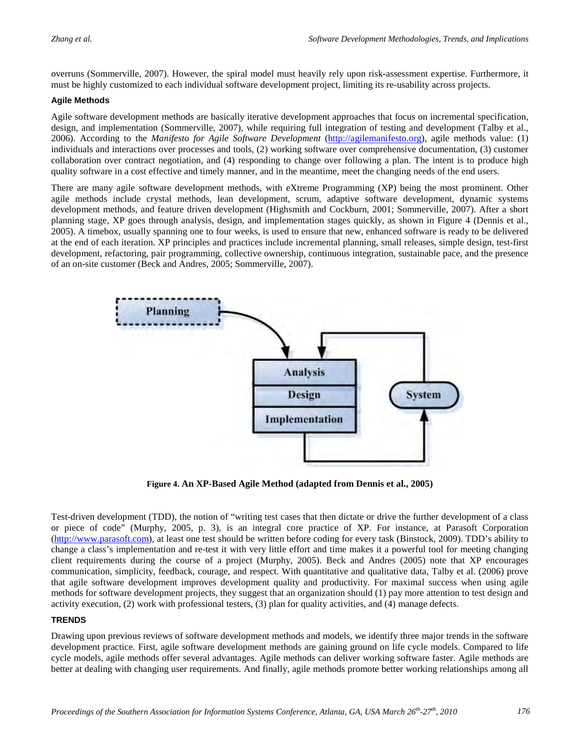overruns (Sommerville, 2007). However, the spiral model must heavily rely upon risk-assessment expertise. Furthermore, it must be highly customized to each individual software development project, limiting its re-usability across projects.

### Agile Methods

Agile software development methods are basically iterative development approaches that focus on incremental specification, design, and implementation (Sommerville, 2007), while requiring full integration of testing and development (Talby et al., 2006). According to the *Manifesto for Agile Software Development* (http://agilemanifesto.org), agile methods value: (1) individuals and interactions over processes and tools, (2) working software over comprehensive documentation, (3) customer collaboration over contract negotiation, and (4) responding to change over following a plan. The intent is to produce high quality software in a cost effective and timely manner, and in the meantime, meet the changing needs of the end users.

There are many agile software development methods, with eXtreme Programming (XP) being the most prominent. Other agile methods include crystal methods, lean development, scrum, adaptive software development, dynamic systems development methods, and feature driven development (Highsmith and Cockburn, 2001; Sommerville, 2007). After a short planning stage, XP goes through analysis, design, and implementation stages quickly, as shown in Figure 4 (Dennis et al., 2005). A timebox, usually spanning one to four weeks, is used to ensure that new, enhanced software is ready to be delivered at the end of each iteration. XP principles and practices include incremental planning, small releases, simple design, test-first development, refactoring, pair programming, collective ownership, continuous integration, sustainable pace, and the presence of an on-site customer (Beck and Andres, 2005; Sommerville, 2007).

**Figure 4. An XP-Based Agile Method (adapted from Dennis et al., 2005)**

Test-driven development (TDD), the notion of "writing test cases that then dictate or drive the further development of a class or piece of code" (Murphy, 2005, p. 3), is an integral core practice of XP. For instance, at Parasoft Corporation (http://www.parasoft.com), at least one test should be written before coding for every task (Binstock, 2009). TDD's ability to change a class's implementation and re-test it with very little effort and time makes it a powerful tool for meeting changing client requirements during the course of a project (Murphy, 2005). Beck and Andres (2005) note that XP encourages communication, simplicity, feedback, courage, and respect. With quantitative and qualitative data, Talby et al. (2006) prove that agile software development improves development quality and productivity. For maximal success when using agile methods for software development projects, they suggest that an organization should (1) pay more attention to test design and activity execution, (2) work with professional testers, (3) plan for quality activities, and (4) manage defects.

## TRENDS

Drawing upon previous reviews of software development methods and models, we identify three major trends in the software development practice. First, agile software development methods are gaining ground on life cycle models. Compared to life cycle models, agile methods offer several advantages. Agile methods can deliver working software faster. Agile methods are better at dealing with changing user requirements. And finally, agile methods promote better working relationships among all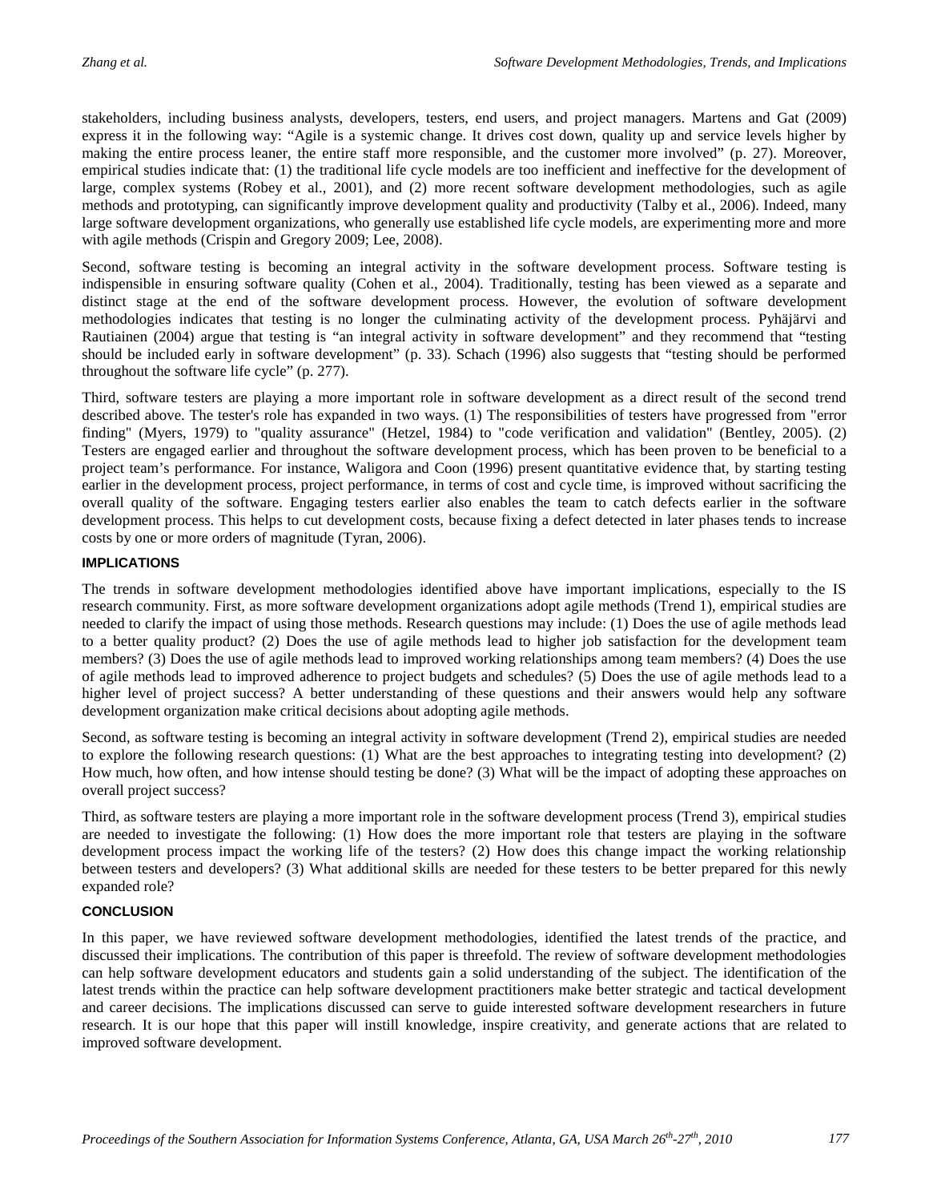stakeholders, including business analysts, developers, testers, end users, and project managers. Martens and Gat (2009) express it in the following way: "Agile is a systemic change. It drives cost down, quality up and service levels higher by making the entire process leaner, the entire staff more responsible, and the customer more involved" (p. 27). Moreover, empirical studies indicate that: (1) the traditional life cycle models are too inefficient and ineffective for the development of large, complex systems (Robey et al., 2001), and (2) more recent software development methodologies, such as agile methods and prototyping, can significantly improve development quality and productivity (Talby et al., 2006). Indeed, many large software development organizations, who generally use established life cycle models, are experimenting more and more with agile methods (Crispin and Gregory 2009; Lee, 2008).

Second, software testing is becoming an integral activity in the software development process. Software testing is indispensible in ensuring software quality (Cohen et al., 2004). Traditionally, testing has been viewed as a separate and distinct stage at the end of the software development process. However, the evolution of software development methodologies indicates that testing is no longer the culminating activity of the development process. Pyhäjärvi and Rautiainen (2004) argue that testing is "an integral activity in software development" and they recommend that "testing should be included early in software development" (p. 33). Schach (1996) also suggests that "testing should be performed throughout the software life cycle" (p. 277).

Third, software testers are playing a more important role in software development as a direct result of the second trend described above. The tester's role has expanded in two ways. (1) The responsibilities of testers have progressed from "error finding" (Myers, 1979) to "quality assurance" (Hetzel, 1984) to "code verification and validation" (Bentley, 2005). (2) Testers are engaged earlier and throughout the software development process, which has been proven to be beneficial to a project team's performance. For instance, Waligora and Coon (1996) present quantitative evidence that, by starting testing earlier in the development process, project performance, in terms of cost and cycle time, is improved without sacrificing the overall quality of the software. Engaging testers earlier also enables the team to catch defects earlier in the software development process. This helps to cut development costs, because fixing a defect detected in later phases tends to increase costs by one or more orders of magnitude (Tyran, 2006).

## IMPLICATIONS

The trends in software development methodologies identified above have important implications, especially to the IS research community. First, as more software development organizations adopt agile methods (Trend 1), empirical studies are needed to clarify the impact of using those methods. Research questions may include: (1) Does the use of agile methods lead to a better quality product? (2) Does the use of agile methods lead to higher job satisfaction for the development team members? (3) Does the use of agile methods lead to improved working relationships among team members? (4) Does the use of agile methods lead to improved adherence to project budgets and schedules? (5) Does the use of agile methods lead to a higher level of project success? A better understanding of these questions and their answers would help any software development organization make critical decisions about adopting agile methods.

Second, as software testing is becoming an integral activity in software development (Trend 2), empirical studies are needed to explore the following research questions: (1) What are the best approaches to integrating testing into development? (2) How much, how often, and how intense should testing be done? (3) What will be the impact of adopting these approaches on overall project success?

Third, as software testers are playing a more important role in the software development process (Trend 3), empirical studies are needed to investigate the following: (1) How does the more important role that testers are playing in the software development process impact the working life of the testers? (2) How does this change impact the working relationship between testers and developers? (3) What additional skills are needed for these testers to be better prepared for this newly expanded role?

## CONCLUSION

In this paper, we have reviewed software development methodologies, identified the latest trends of the practice, and discussed their implications. The contribution of this paper is threefold. The review of software development methodologies can help software development educators and students gain a solid understanding of the subject. The identification of the latest trends within the practice can help software development practitioners make better strategic and tactical development and career decisions. The implications discussed can serve to guide interested software development researchers in future research. It is our hope that this paper will instill knowledge, inspire creativity, and generate actions that are related to improved software development.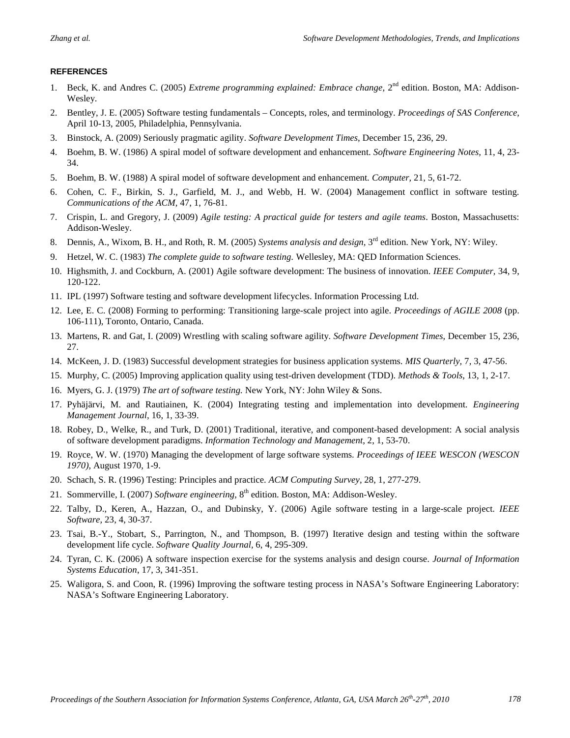**REFERENCES**

1. Beck, K. and Andres C. (2005) *Extreme programming explained: Embrace change*, 2nd edition. Boston, MA: Addison-Wesley.
2. Bentley, J. E. (2005) Software testing fundamentals – Concepts, roles, and terminology. *Proceedings of SAS Conference*, April 10-13, 2005, Philadelphia, Pennsylvania.
3. Binstock, A. (2009) Seriously pragmatic agility. *Software Development Times*, December 15, 236, 29.
4. Boehm, B. W. (1986) A spiral model of software development and enhancement. *Software Engineering Notes*, 11, 4, 23-34.
5. Boehm, B. W. (1988) A spiral model of software development and enhancement. *Computer*, 21, 5, 61-72.
6. Cohen, C. F., Birkin, S. J., Garfield, M. J., and Webb, H. W. (2004) Management conflict in software testing. *Communications of the ACM*, 47, 1, 76-81.
7. Crispin, L. and Gregory, J. (2009) *Agile testing: A practical guide for testers and agile teams*. Boston, Massachusetts: Addison-Wesley.
8. Dennis, A., Wixom, B. H., and Roth, R. M. (2005) *Systems analysis and design*, 3rd edition. New York, NY: Wiley.
9. Hetzel, W. C. (1983) *The complete guide to software testing.* Wellesley, MA: QED Information Sciences.
10. Highsmith, J. and Cockburn, A. (2001) Agile software development: The business of innovation. *IEEE Computer*, 34, 9, 120-122.
11. IPL (1997) Software testing and software development lifecycles. Information Processing Ltd.
12. Lee, E. C. (2008) Forming to performing: Transitioning large-scale project into agile. *Proceedings of AGILE 2008* (pp. 106-111), Toronto, Ontario, Canada.
13. Martens, R. and Gat, I. (2009) Wrestling with scaling software agility. *Software Development Times*, December 15, 236, 27.
14. McKeen, J. D. (1983) Successful development strategies for business application systems. *MIS Quarterly*, 7, 3, 47-56.
15. Murphy, C. (2005) Improving application quality using test-driven development (TDD). *Methods & Tools*, 13, 1, 2-17.
16. Myers, G. J. (1979) *The art of software testing.* New York, NY: John Wiley & Sons.
17. Pyhäjärvi, M. and Rautiainen, K. (2004) Integrating testing and implementation into development. *Engineering Management Journal*, 16, 1, 33-39.
18. Robey, D., Welke, R., and Turk, D. (2001) Traditional, iterative, and component-based development: A social analysis of software development paradigms. *Information Technology and Management*, 2, 1, 53-70.
19. Royce, W. W. (1970) Managing the development of large software systems. *Proceedings of IEEE WESCON (WESCON 1970)*, August 1970, 1-9.
20. Schach, S. R. (1996) Testing: Principles and practice. *ACM Computing Survey*, 28, 1, 277-279.
21. Sommerville, I. (2007) *Software engineering*, 8th edition. Boston, MA: Addison-Wesley.
22. Talby, D., Keren, A., Hazzan, O., and Dubinsky, Y. (2006) Agile software testing in a large-scale project. *IEEE Software*, 23, 4, 30-37.
23. Tsai, B.-Y., Stobart, S., Parrington, N., and Thompson, B. (1997) Iterative design and testing within the software development life cycle. *Software Quality Journal*, 6, 4, 295-309.
24. Tyran, C. K. (2006) A software inspection exercise for the systems analysis and design course. *Journal of Information Systems Education*, 17, 3, 341-351.
25. Waligora, S. and Coon, R. (1996) Improving the software testing process in NASA's Software Engineering Laboratory: NASA's Software Engineering Laboratory.